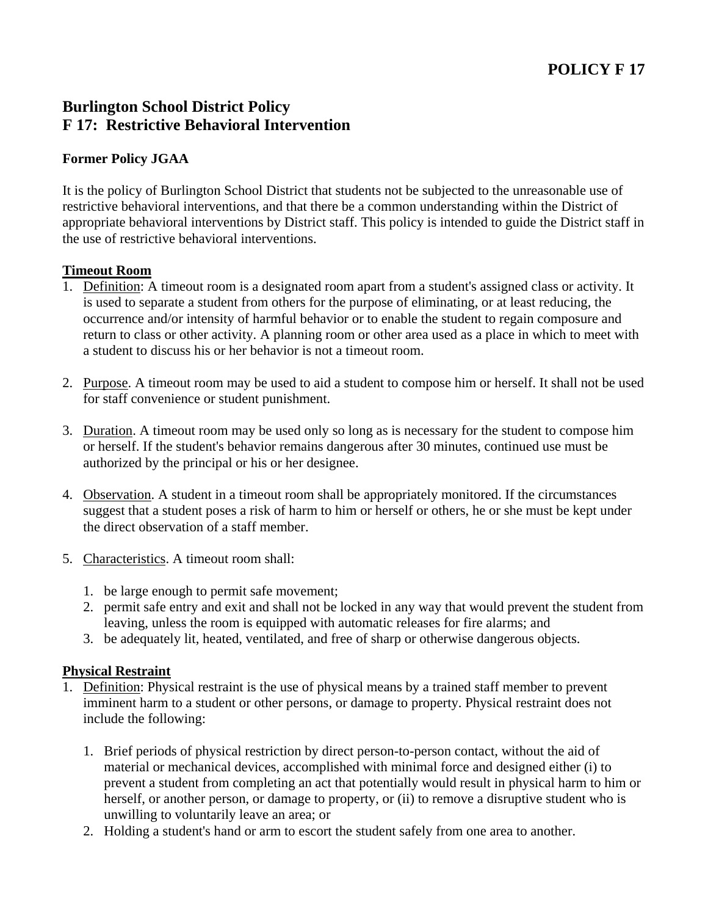# POLICY F 17

## Burlington School District Policy
## F 17: Restrictive Behavioral Intervention

**Former Policy JGAA**

It is the policy of Burlington School District that students not be subjected to the unreasonable use of restrictive behavioral interventions, and that there be a common understanding within the District of appropriate behavioral interventions by District staff. This policy is intended to guide the District staff in the use of restrictive behavioral interventions.

**Timeout Room**

1. Definition: A timeout room is a designated room apart from a student's assigned class or activity. It is used to separate a student from others for the purpose of eliminating, or at least reducing, the occurrence and/or intensity of harmful behavior or to enable the student to regain composure and return to class or other activity. A planning room or other area used as a place in which to meet with a student to discuss his or her behavior is not a timeout room.

2. Purpose. A timeout room may be used to aid a student to compose him or herself. It shall not be used for staff convenience or student punishment.

3. Duration. A timeout room may be used only so long as is necessary for the student to compose him or herself. If the student's behavior remains dangerous after 30 minutes, continued use must be authorized by the principal or his or her designee.

4. Observation. A student in a timeout room shall be appropriately monitored. If the circumstances suggest that a student poses a risk of harm to him or herself or others, he or she must be kept under the direct observation of a staff member.

5. Characteristics. A timeout room shall:

    1. be large enough to permit safe movement;
    2. permit safe entry and exit and shall not be locked in any way that would prevent the student from leaving, unless the room is equipped with automatic releases for fire alarms; and
    3. be adequately lit, heated, ventilated, and free of sharp or otherwise dangerous objects.

**Physical Restraint**

1. Definition: Physical restraint is the use of physical means by a trained staff member to prevent imminent harm to a student or other persons, or damage to property. Physical restraint does not include the following:

    1. Brief periods of physical restriction by direct person-to-person contact, without the aid of material or mechanical devices, accomplished with minimal force and designed either (i) to prevent a student from completing an act that potentially would result in physical harm to him or herself, or another person, or damage to property, or (ii) to remove a disruptive student who is unwilling to voluntarily leave an area; or
    2. Holding a student's hand or arm to escort the student safely from one area to another.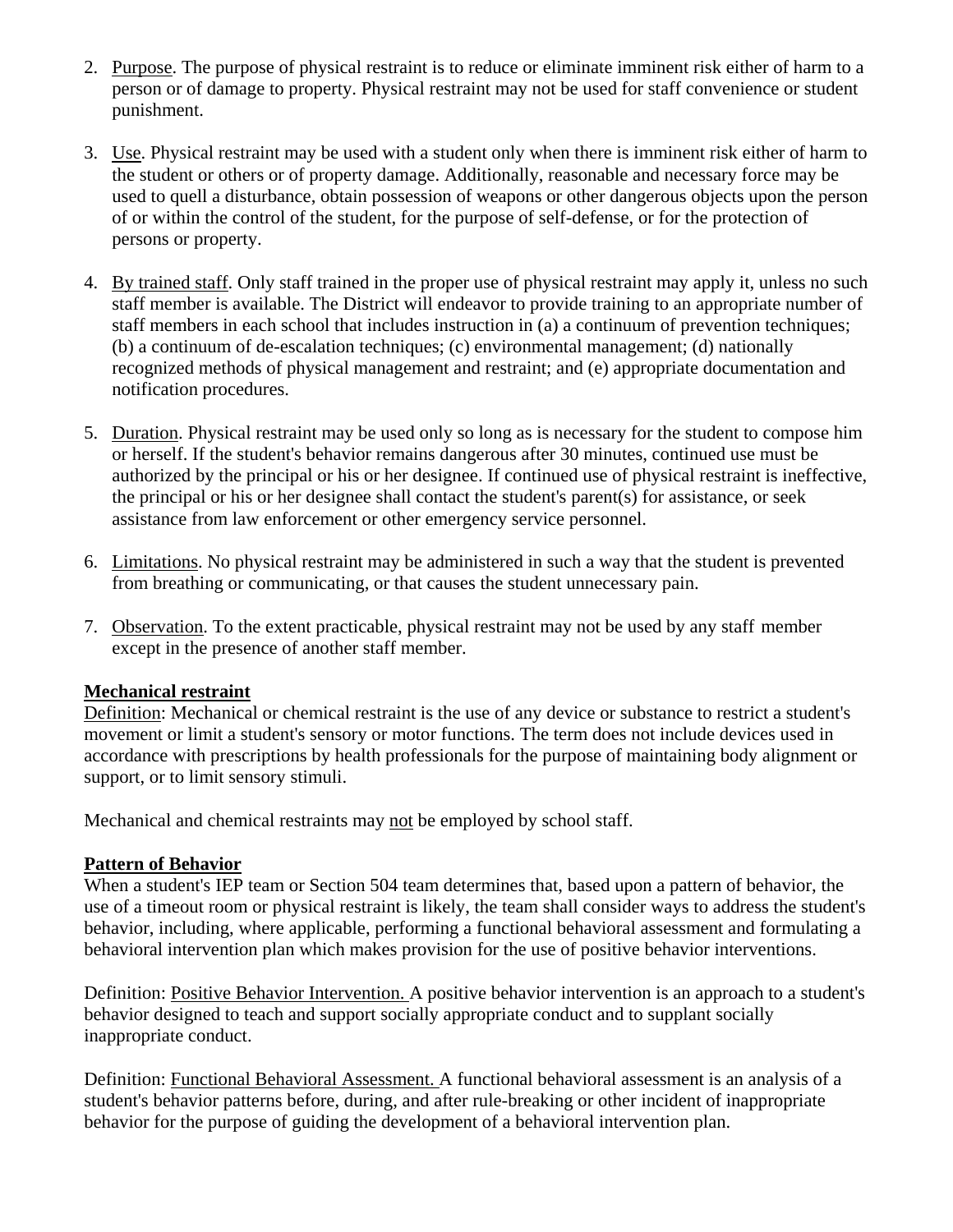2. Purpose. The purpose of physical restraint is to reduce or eliminate imminent risk either of harm to a person or of damage to property. Physical restraint may not be used for staff convenience or student punishment.

3. Use. Physical restraint may be used with a student only when there is imminent risk either of harm to the student or others or of property damage. Additionally, reasonable and necessary force may be used to quell a disturbance, obtain possession of weapons or other dangerous objects upon the person of or within the control of the student, for the purpose of self-defense, or for the protection of persons or property.

4. By trained staff. Only staff trained in the proper use of physical restraint may apply it, unless no such staff member is available. The District will endeavor to provide training to an appropriate number of staff members in each school that includes instruction in (a) a continuum of prevention techniques; (b) a continuum of de-escalation techniques; (c) environmental management; (d) nationally recognized methods of physical management and restraint; and (e) appropriate documentation and notification procedures.

5. Duration. Physical restraint may be used only so long as is necessary for the student to compose him or herself. If the student's behavior remains dangerous after 30 minutes, continued use must be authorized by the principal or his or her designee. If continued use of physical restraint is ineffective, the principal or his or her designee shall contact the student's parent(s) for assistance, or seek assistance from law enforcement or other emergency service personnel.

6. Limitations. No physical restraint may be administered in such a way that the student is prevented from breathing or communicating, or that causes the student unnecessary pain.

7. Observation. To the extent practicable, physical restraint may not be used by any staff member except in the presence of another staff member.

**Mechanical restraint**

Definition: Mechanical or chemical restraint is the use of any device or substance to restrict a student's movement or limit a student's sensory or motor functions. The term does not include devices used in accordance with prescriptions by health professionals for the purpose of maintaining body alignment or support, or to limit sensory stimuli.

Mechanical and chemical restraints may not be employed by school staff.

**Pattern of Behavior**

When a student's IEP team or Section 504 team determines that, based upon a pattern of behavior, the use of a timeout room or physical restraint is likely, the team shall consider ways to address the student's behavior, including, where applicable, performing a functional behavioral assessment and formulating a behavioral intervention plan which makes provision for the use of positive behavior interventions.

Definition: Positive Behavior Intervention. A positive behavior intervention is an approach to a student's behavior designed to teach and support socially appropriate conduct and to supplant socially inappropriate conduct.

Definition: Functional Behavioral Assessment. A functional behavioral assessment is an analysis of a student's behavior patterns before, during, and after rule-breaking or other incident of inappropriate behavior for the purpose of guiding the development of a behavioral intervention plan.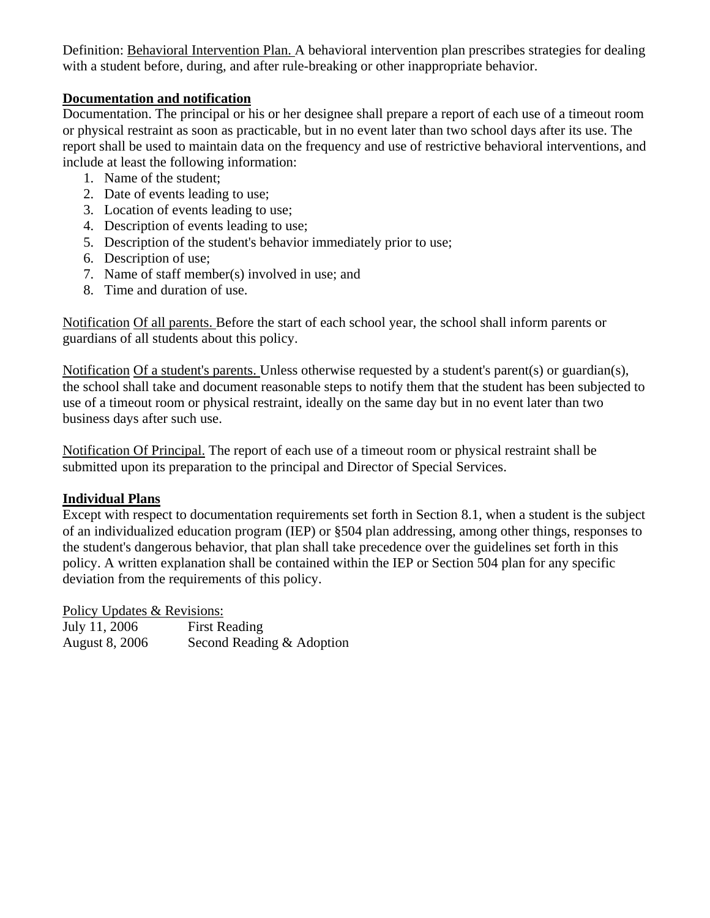Definition: Behavioral Intervention Plan. A behavioral intervention plan prescribes strategies for dealing with a student before, during, and after rule-breaking or other inappropriate behavior.

**Documentation and notification**

Documentation. The principal or his or her designee shall prepare a report of each use of a timeout room or physical restraint as soon as practicable, but in no event later than two school days after its use. The report shall be used to maintain data on the frequency and use of restrictive behavioral interventions, and include at least the following information:

1. Name of the student;
2. Date of events leading to use;
3. Location of events leading to use;
4. Description of events leading to use;
5. Description of the student's behavior immediately prior to use;
6. Description of use;
7. Name of staff member(s) involved in use; and
8. Time and duration of use.

Notification Of all parents. Before the start of each school year, the school shall inform parents or guardians of all students about this policy.

Notification Of a student's parents. Unless otherwise requested by a student's parent(s) or guardian(s), the school shall take and document reasonable steps to notify them that the student has been subjected to use of a timeout room or physical restraint, ideally on the same day but in no event later than two business days after such use.

Notification Of Principal. The report of each use of a timeout room or physical restraint shall be submitted upon its preparation to the principal and Director of Special Services.

**Individual Plans**

Except with respect to documentation requirements set forth in Section 8.1, when a student is the subject of an individualized education program (IEP) or §504 plan addressing, among other things, responses to the student's dangerous behavior, that plan shall take precedence over the guidelines set forth in this policy. A written explanation shall be contained within the IEP or Section 504 plan for any specific deviation from the requirements of this policy.

Policy Updates & Revisions:

| | |
|---|---|
| July 11, 2006 | First Reading |
| August 8, 2006 | Second Reading & Adoption |